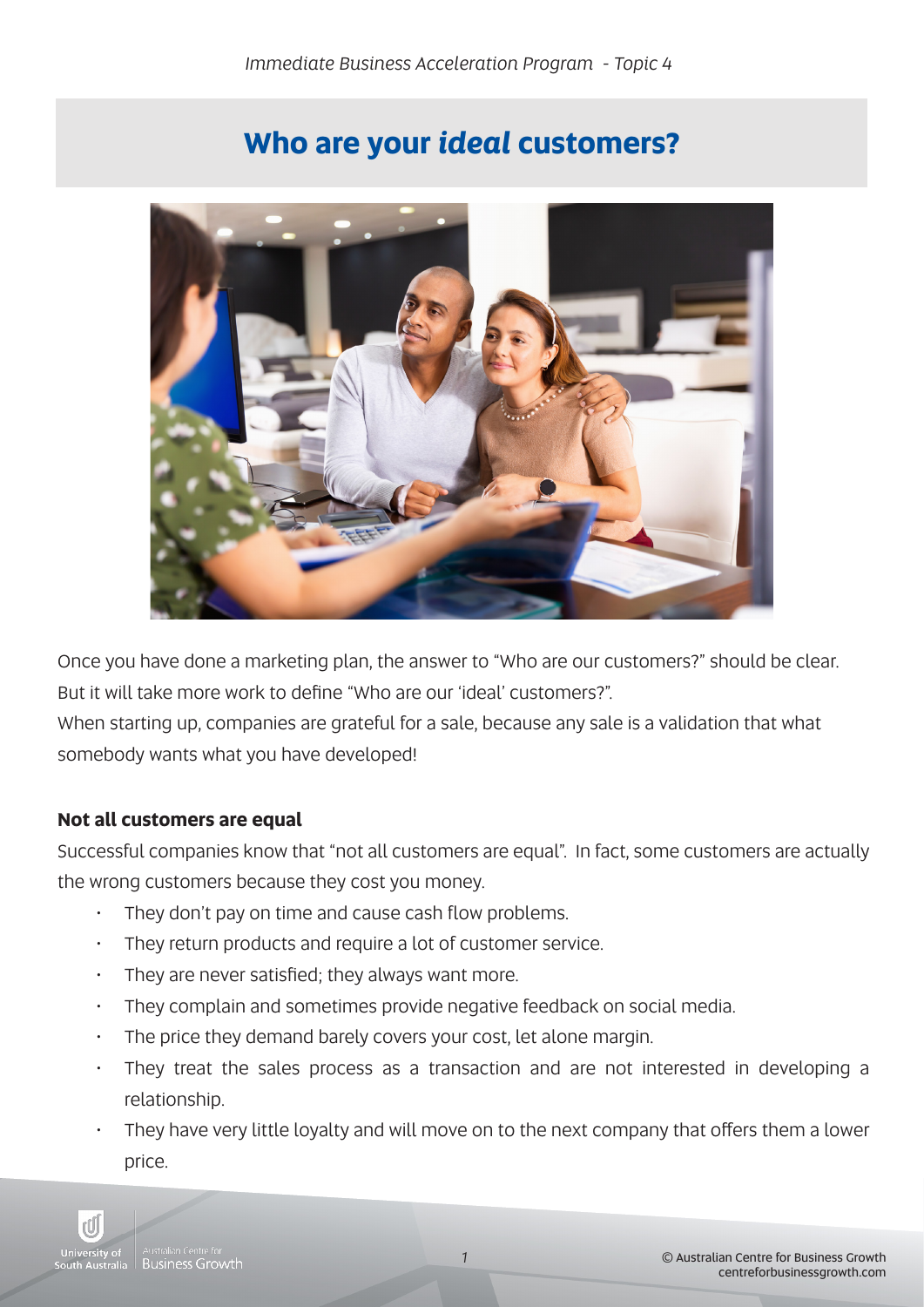# Who are your *ideal* customers?

Once you have done a marketing plan, the answer to "Who are our customers?" should be clear. But it will take more work to define "Who are our 'ideal' customers?".
When starting up, companies are grateful for a sale, because any sale is a validation that what somebody wants what you have developed!

**Not all customers are equal**

Successful companies know that "not all customers are equal". In fact, some customers are actually the wrong customers because they cost you money.

- They don't pay on time and cause cash flow problems.
- They return products and require a lot of customer service.
- They are never satisfied; they always want more.
- They complain and sometimes provide negative feedback on social media.
- The price they demand barely covers your cost, let alone margin.
- They treat the sales process as a transaction and are not interested in developing a relationship.
- They have very little loyalty and will move on to the next company that offers them a lower price.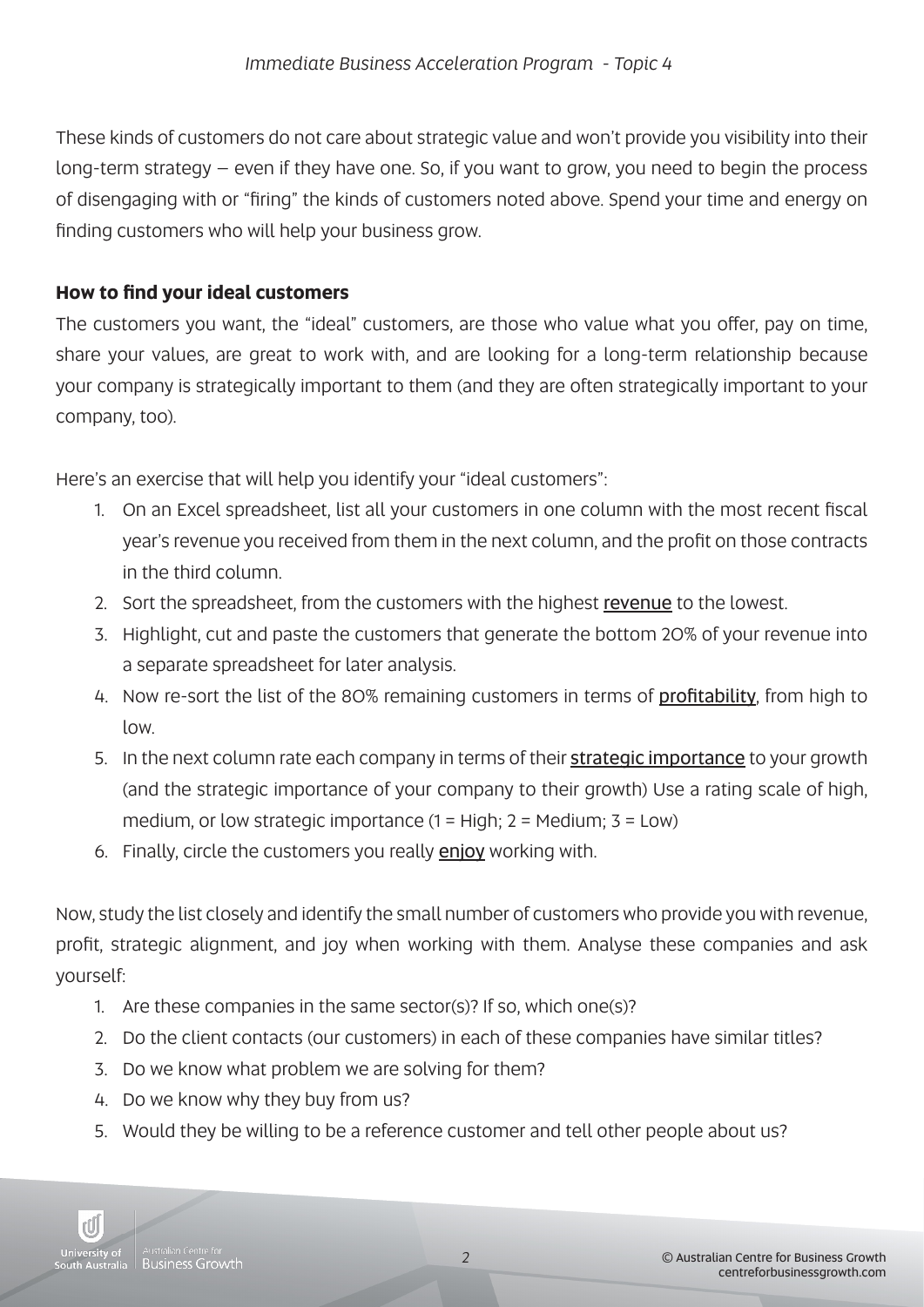These kinds of customers do not care about strategic value and won't provide you visibility into their long-term strategy – even if they have one. So, if you want to grow, you need to begin the process of disengaging with or "firing" the kinds of customers noted above. Spend your time and energy on finding customers who will help your business grow.

**How to find your ideal customers**

The customers you want, the "ideal" customers, are those who value what you offer, pay on time, share your values, are great to work with, and are looking for a long-term relationship because your company is strategically important to them (and they are often strategically important to your company, too).

Here's an exercise that will help you identify your "ideal customers":

1. On an Excel spreadsheet, list all your customers in one column with the most recent fiscal year's revenue you received from them in the next column, and the profit on those contracts in the third column.
2. Sort the spreadsheet, from the customers with the highest revenue to the lowest.
3. Highlight, cut and paste the customers that generate the bottom 20% of your revenue into a separate spreadsheet for later analysis.
4. Now re-sort the list of the 80% remaining customers in terms of profitability, from high to low.
5. In the next column rate each company in terms of their strategic importance to your growth (and the strategic importance of your company to their growth) Use a rating scale of high, medium, or low strategic importance (1 = High; 2 = Medium; 3 = Low)
6. Finally, circle the customers you really enjoy working with.

Now, study the list closely and identify the small number of customers who provide you with revenue, profit, strategic alignment, and joy when working with them. Analyse these companies and ask yourself:

1. Are these companies in the same sector(s)? If so, which one(s)?
2. Do the client contacts (our customers) in each of these companies have similar titles?
3. Do we know what problem we are solving for them?
4. Do we know why they buy from us?
5. Would they be willing to be a reference customer and tell other people about us?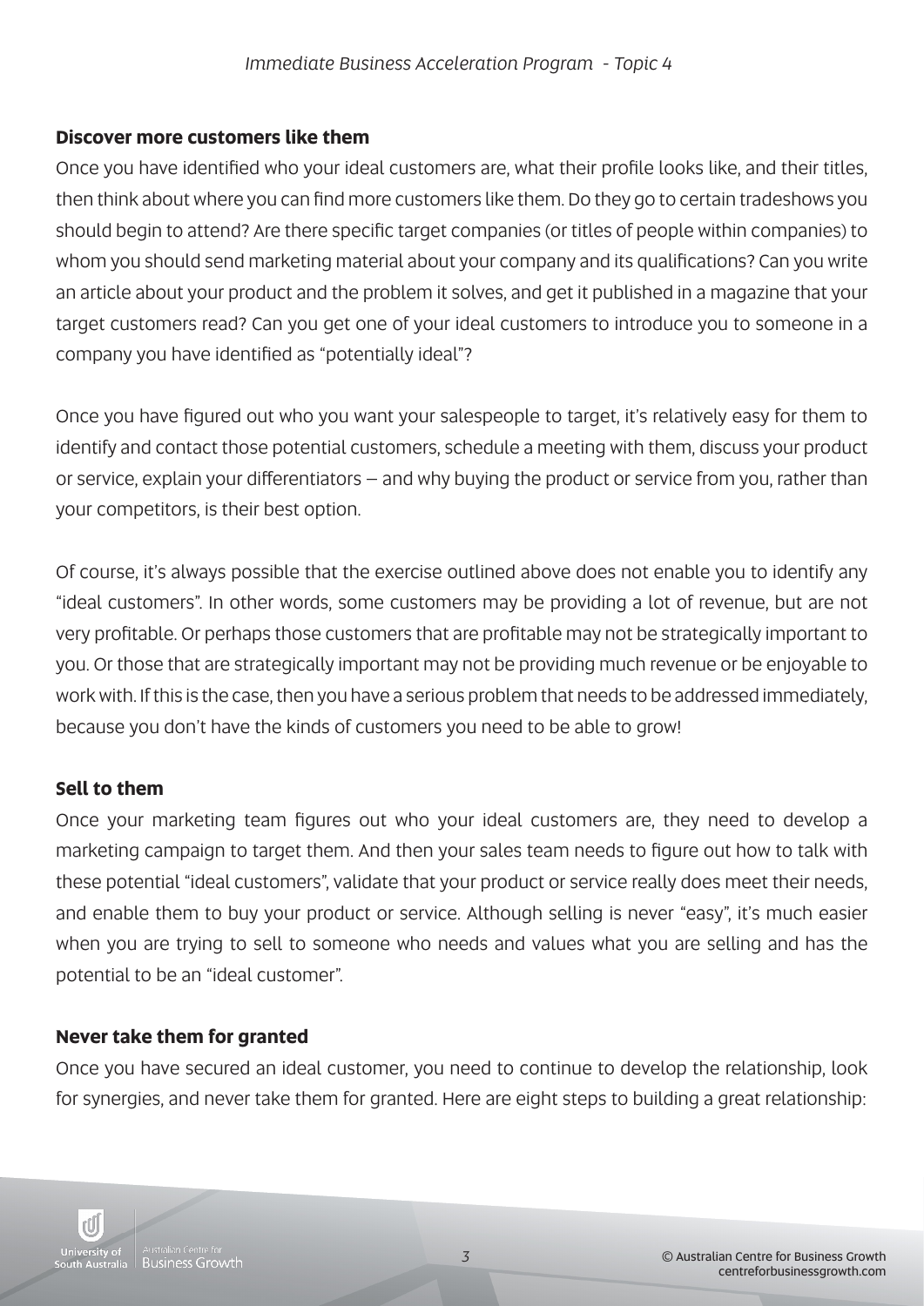### Discover more customers like them

Once you have identified who your ideal customers are, what their profile looks like, and their titles, then think about where you can find more customers like them. Do they go to certain tradeshows you should begin to attend? Are there specific target companies (or titles of people within companies) to whom you should send marketing material about your company and its qualifications? Can you write an article about your product and the problem it solves, and get it published in a magazine that your target customers read? Can you get one of your ideal customers to introduce you to someone in a company you have identified as "potentially ideal"?

Once you have figured out who you want your salespeople to target, it's relatively easy for them to identify and contact those potential customers, schedule a meeting with them, discuss your product or service, explain your differentiators – and why buying the product or service from you, rather than your competitors, is their best option.

Of course, it's always possible that the exercise outlined above does not enable you to identify any "ideal customers". In other words, some customers may be providing a lot of revenue, but are not very profitable. Or perhaps those customers that are profitable may not be strategically important to you. Or those that are strategically important may not be providing much revenue or be enjoyable to work with. If this is the case, then you have a serious problem that needs to be addressed immediately, because you don't have the kinds of customers you need to be able to grow!

### Sell to them

Once your marketing team figures out who your ideal customers are, they need to develop a marketing campaign to target them. And then your sales team needs to figure out how to talk with these potential "ideal customers", validate that your product or service really does meet their needs, and enable them to buy your product or service. Although selling is never "easy", it's much easier when you are trying to sell to someone who needs and values what you are selling and has the potential to be an "ideal customer".

### Never take them for granted

Once you have secured an ideal customer, you need to continue to develop the relationship, look for synergies, and never take them for granted. Here are eight steps to building a great relationship: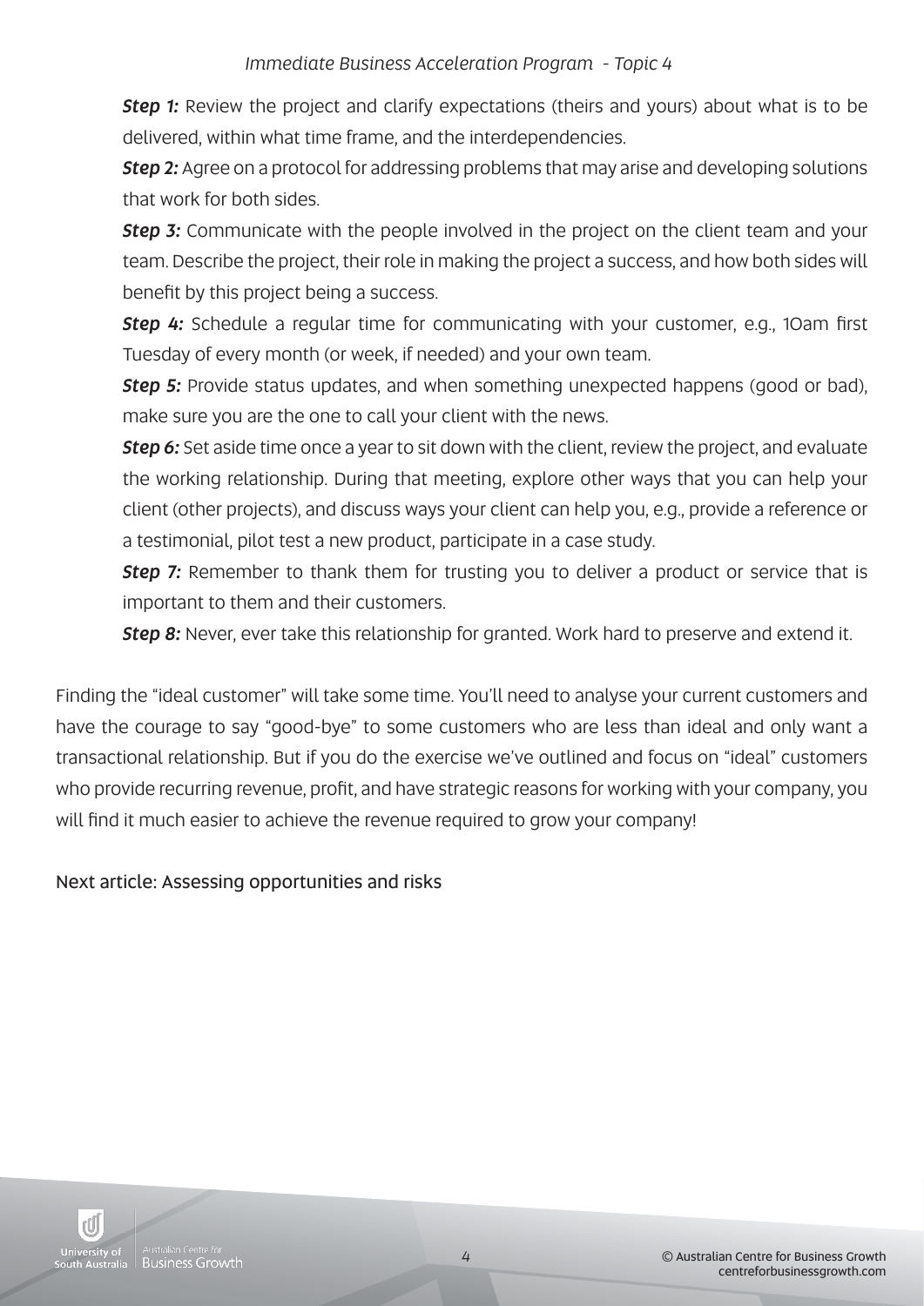***Step 1:*** Review the project and clarify expectations (theirs and yours) about what is to be delivered, within what time frame, and the interdependencies.

***Step 2:*** Agree on a protocol for addressing problems that may arise and developing solutions that work for both sides.

***Step 3:*** Communicate with the people involved in the project on the client team and your team. Describe the project, their role in making the project a success, and how both sides will benefit by this project being a success.

***Step 4:*** Schedule a regular time for communicating with your customer, e.g., 10am first Tuesday of every month (or week, if needed) and your own team.

***Step 5:*** Provide status updates, and when something unexpected happens (good or bad), make sure you are the one to call your client with the news.

***Step 6:*** Set aside time once a year to sit down with the client, review the project, and evaluate the working relationship. During that meeting, explore other ways that you can help your client (other projects), and discuss ways your client can help you, e.g., provide a reference or a testimonial, pilot test a new product, participate in a case study.

***Step 7:*** Remember to thank them for trusting you to deliver a product or service that is important to them and their customers.

***Step 8:*** Never, ever take this relationship for granted. Work hard to preserve and extend it.

Finding the "ideal customer" will take some time. You'll need to analyse your current customers and have the courage to say "good-bye" to some customers who are less than ideal and only want a transactional relationship. But if you do the exercise we've outlined and focus on "ideal" customers who provide recurring revenue, profit, and have strategic reasons for working with your company, you will find it much easier to achieve the revenue required to grow your company!

Next article: Assessing opportunities and risks